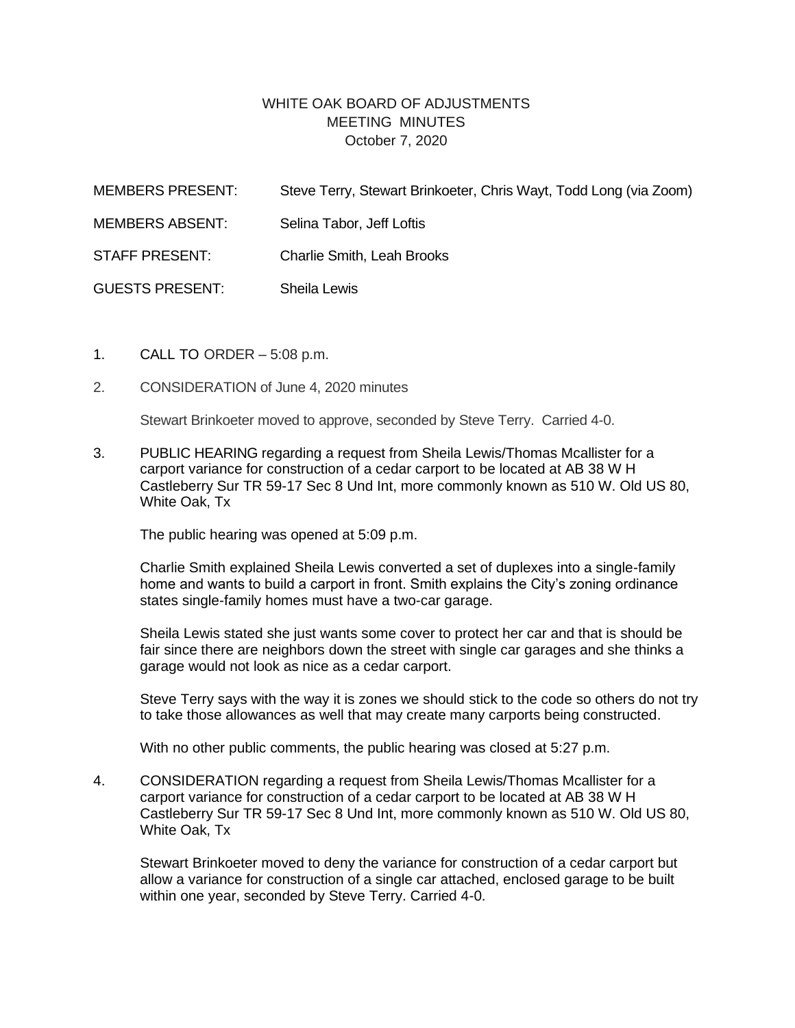# WHITE OAK BOARD OF ADJUSTMENTS
## MEETING MINUTES
October 7, 2020

MEMBERS PRESENT: Steve Terry, Stewart Brinkoeter, Chris Wayt, Todd Long (via Zoom)

MEMBERS ABSENT: Selina Tabor, Jeff Loftis

STAFF PRESENT: Charlie Smith, Leah Brooks

GUESTS PRESENT: Sheila Lewis

1. CALL TO ORDER – 5:08 p.m.

2. CONSIDERATION of June 4, 2020 minutes

   Stewart Brinkoeter moved to approve, seconded by Steve Terry. Carried 4-0.

3. PUBLIC HEARING regarding a request from Sheila Lewis/Thomas Mcallister for a carport variance for construction of a cedar carport to be located at AB 38 W H Castleberry Sur TR 59-17 Sec 8 Und Int, more commonly known as 510 W. Old US 80, White Oak, Tx

   The public hearing was opened at 5:09 p.m.

   Charlie Smith explained Sheila Lewis converted a set of duplexes into a single-family home and wants to build a carport in front. Smith explains the City's zoning ordinance states single-family homes must have a two-car garage.

   Sheila Lewis stated she just wants some cover to protect her car and that is should be fair since there are neighbors down the street with single car garages and she thinks a garage would not look as nice as a cedar carport.

   Steve Terry says with the way it is zones we should stick to the code so others do not try to take those allowances as well that may create many carports being constructed.

   With no other public comments, the public hearing was closed at 5:27 p.m.

4. CONSIDERATION regarding a request from Sheila Lewis/Thomas Mcallister for a carport variance for construction of a cedar carport to be located at AB 38 W H Castleberry Sur TR 59-17 Sec 8 Und Int, more commonly known as 510 W. Old US 80, White Oak, Tx

   Stewart Brinkoeter moved to deny the variance for construction of a cedar carport but allow a variance for construction of a single car attached, enclosed garage to be built within one year, seconded by Steve Terry. Carried 4-0.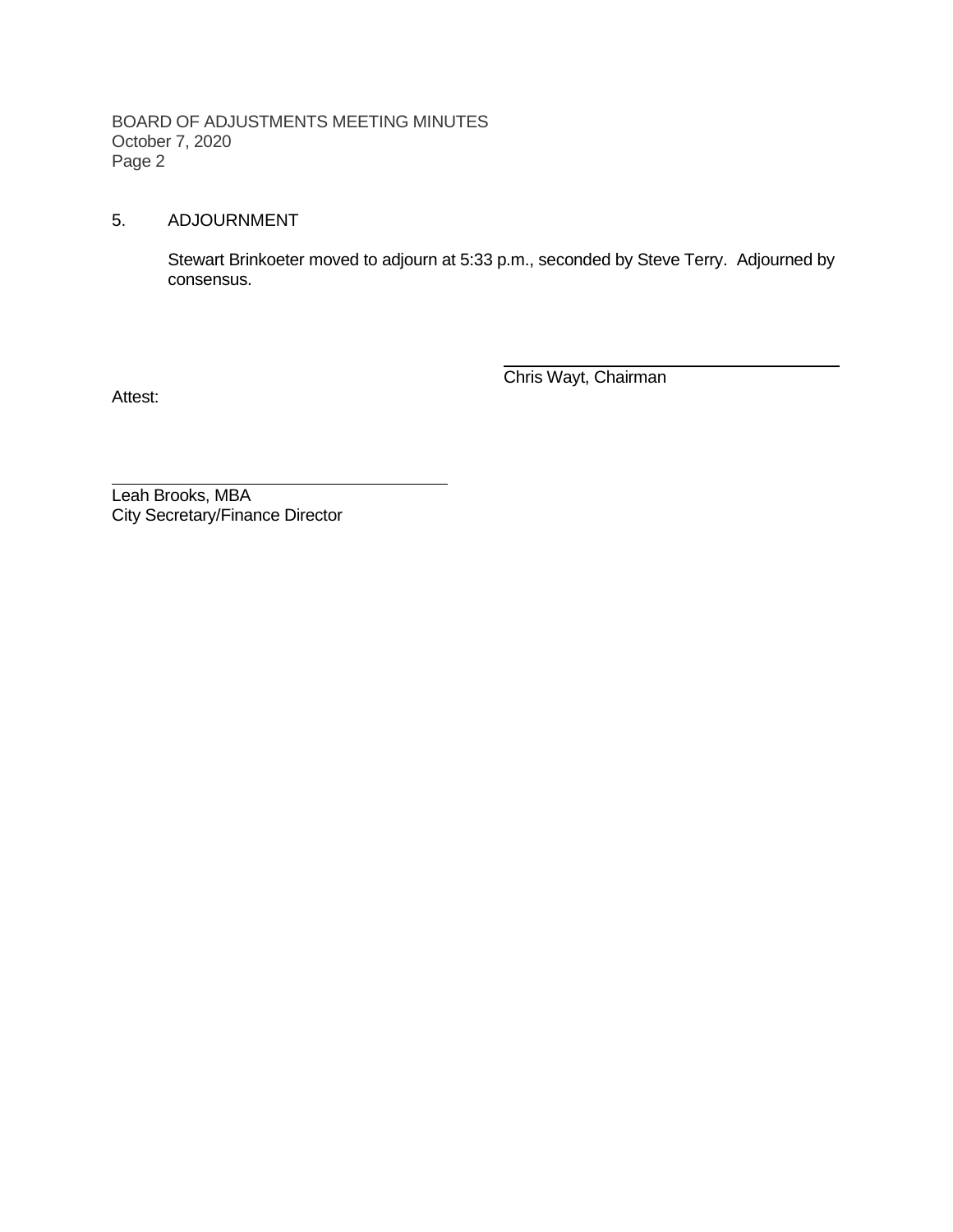5. ADJOURNMENT

Stewart Brinkoeter moved to adjourn at 5:33 p.m., seconded by Steve Terry. Adjourned by consensus.

Chris Wayt, Chairman

Attest:

Leah Brooks, MBA
City Secretary/Finance Director